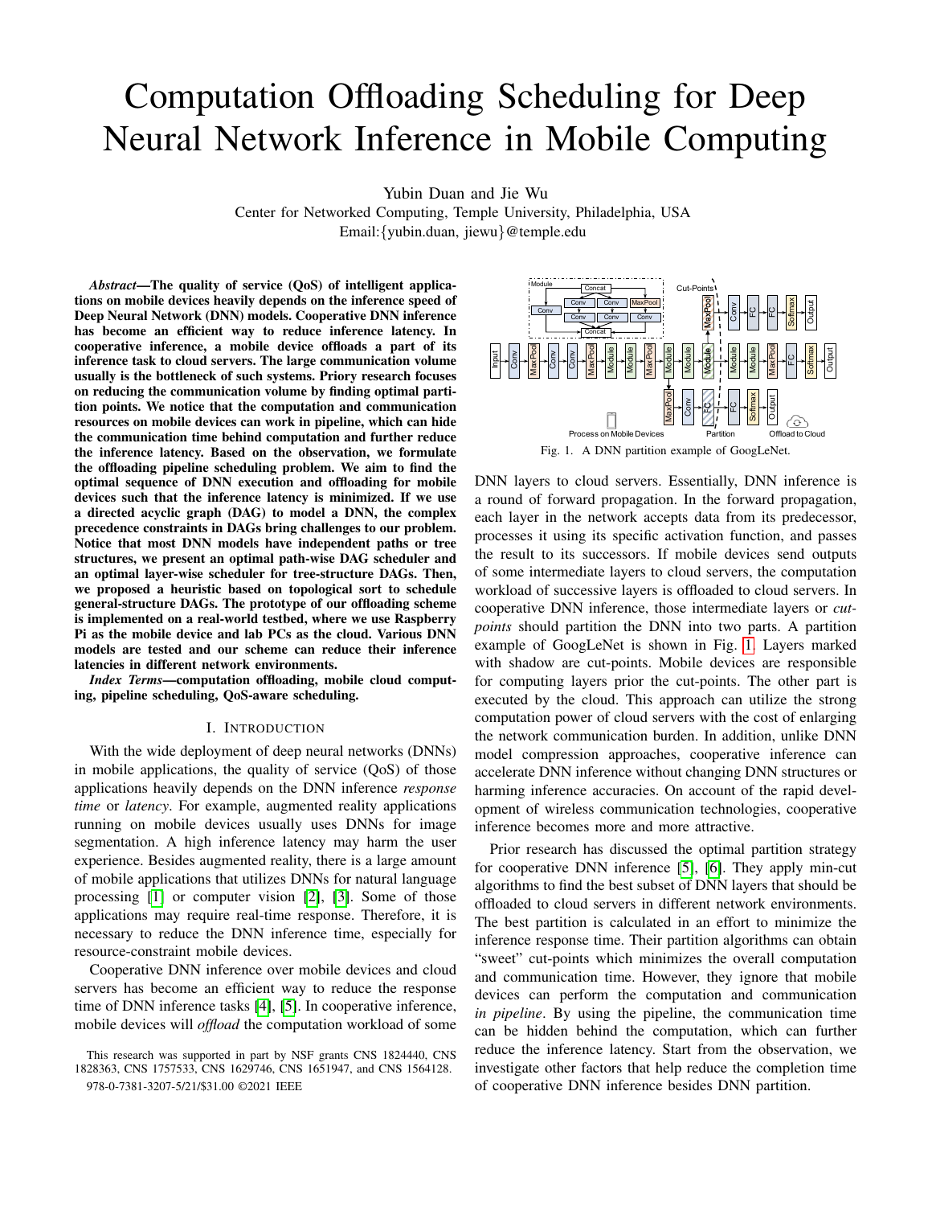# Computation Offloading Scheduling for Deep Neural Network Inference in Mobile Computing

Yubin Duan and Jie Wu

Center for Networked Computing, Temple University, Philadelphia, USA

Email:{yubin.duan, jiewu}@temple.edu

***Abstract*—The quality of service (QoS) of intelligent applications on mobile devices heavily depends on the inference speed of Deep Neural Network (DNN) models. Cooperative DNN inference has become an efficient way to reduce inference latency. In cooperative inference, a mobile device offloads a part of its inference task to cloud servers. The large communication volume usually is the bottleneck of such systems. Priory research focuses on reducing the communication volume by finding optimal partition points. We notice that the computation and communication resources on mobile devices can work in pipeline, which can hide the communication time behind computation and further reduce the inference latency. Based on the observation, we formulate the offloading pipeline scheduling problem. We aim to find the optimal sequence of DNN execution and offloading for mobile devices such that the inference latency is minimized. If we use a directed acyclic graph (DAG) to model a DNN, the complex precedence constraints in DAGs bring challenges to our problem. Notice that most DNN models have independent paths or tree structures, we present an optimal path-wise DAG scheduler and an optimal layer-wise scheduler for tree-structure DAGs. Then, we proposed a heuristic based on topological sort to schedule general-structure DAGs. The prototype of our offloading scheme is implemented on a real-world testbed, where we use Raspberry Pi as the mobile device and lab PCs as the cloud. Various DNN models are tested and our scheme can reduce their inference latencies in different network environments.**

***Index Terms*—computation offloading, mobile cloud computing, pipeline scheduling, QoS-aware scheduling.**

## I. Introduction

With the wide deployment of deep neural networks (DNNs) in mobile applications, the quality of service (QoS) of those applications heavily depends on the DNN inference *response time* or *latency*. For example, augmented reality applications running on mobile devices usually uses DNNs for image segmentation. A high inference latency may harm the user experience. Besides augmented reality, there is a large amount of mobile applications that utilizes DNNs for natural language processing [1] or computer vision [2], [3]. Some of those applications may require real-time response. Therefore, it is necessary to reduce the DNN inference time, especially for resource-constraint mobile devices.

Cooperative DNN inference over mobile devices and cloud servers has become an efficient way to reduce the response time of DNN inference tasks [4], [5]. In cooperative inference, mobile devices will *offload* the computation workload of some DNN layers to cloud servers. Essentially, DNN inference is a round of forward propagation. In the forward propagation, each layer in the network accepts data from its predecessor, processes it using its specific activation function, and passes the result to its successors. If mobile devices send outputs of some intermediate layers to cloud servers, the computation workload of successive layers is offloaded to cloud servers. In cooperative DNN inference, those intermediate layers or *cut-points* should partition the DNN into two parts. A partition example of GoogLeNet is shown in Fig. 1. Layers marked with shadow are cut-points. Mobile devices are responsible for computing layers prior the cut-points. The other part is executed by the cloud. This approach can utilize the strong computation power of cloud servers with the cost of enlarging the network communication burden. In addition, unlike DNN model compression approaches, cooperative inference can accelerate DNN inference without changing DNN structures or harming inference accuracies. On account of the rapid development of wireless communication technologies, cooperative inference becomes more and more attractive.

Fig. 1. A DNN partition example of GoogLeNet.

Prior research has discussed the optimal partition strategy for cooperative DNN inference [5], [6]. They apply min-cut algorithms to find the best subset of DNN layers that should be offloaded to cloud servers in different network environments. The best partition is calculated in an effort to minimize the inference response time. Their partition algorithms can obtain "sweet" cut-points which minimizes the overall computation and communication time. However, they ignore that mobile devices can perform the computation and communication *in pipeline*. By using the pipeline, the communication time can be hidden behind the computation, which can further reduce the inference latency. Start from the observation, we investigate other factors that help reduce the completion time of cooperative DNN inference besides DNN partition.

This research was supported in part by NSF grants CNS 1824440, CNS 1828363, CNS 1757533, CNS 1629746, CNS 1651947, and CNS 1564128.

978-0-7381-3207-5/21/$31.00 ©2021 IEEE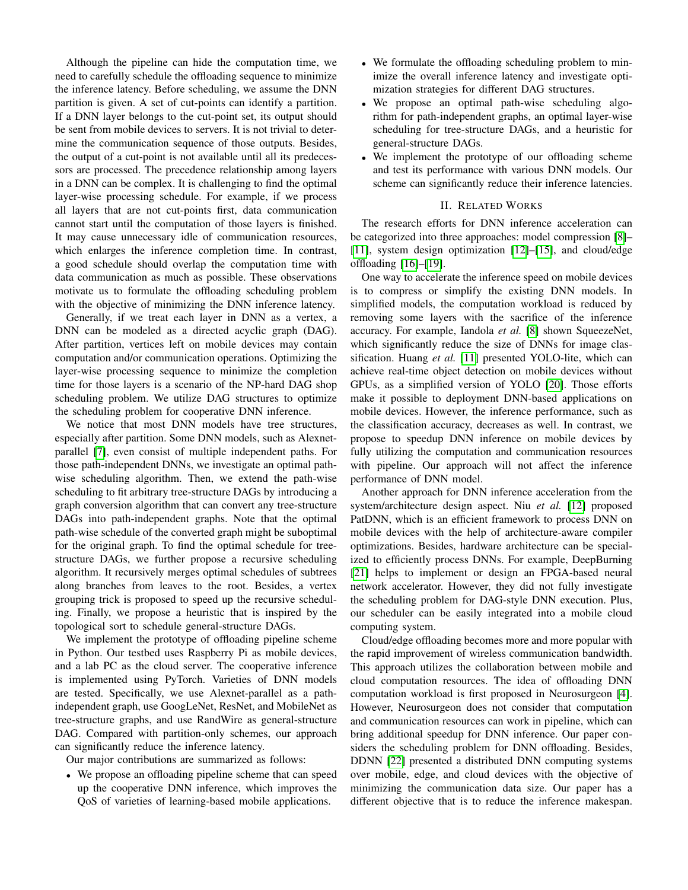Although the pipeline can hide the computation time, we need to carefully schedule the offloading sequence to minimize the inference latency. Before scheduling, we assume the DNN partition is given. A set of cut-points can identify a partition. If a DNN layer belongs to the cut-point set, its output should be sent from mobile devices to servers. It is not trivial to determine the communication sequence of those outputs. Besides, the output of a cut-point is not available until all its predecessors are processed. The precedence relationship among layers in a DNN can be complex. It is challenging to find the optimal layer-wise processing schedule. For example, if we process all layers that are not cut-points first, data communication cannot start until the computation of those layers is finished. It may cause unnecessary idle of communication resources, which enlarges the inference completion time. In contrast, a good schedule should overlap the computation time with data communication as much as possible. These observations motivate us to formulate the offloading scheduling problem with the objective of minimizing the DNN inference latency.

Generally, if we treat each layer in DNN as a vertex, a DNN can be modeled as a directed acyclic graph (DAG). After partition, vertices left on mobile devices may contain computation and/or communication operations. Optimizing the layer-wise processing sequence to minimize the completion time for those layers is a scenario of the NP-hard DAG shop scheduling problem. We utilize DAG structures to optimize the scheduling problem for cooperative DNN inference.

We notice that most DNN models have tree structures, especially after partition. Some DNN models, such as Alexnet-parallel [7], even consist of multiple independent paths. For those path-independent DNNs, we investigate an optimal path-wise scheduling algorithm. Then, we extend the path-wise scheduling to fit arbitrary tree-structure DAGs by introducing a graph conversion algorithm that can convert any tree-structure DAGs into path-independent graphs. Note that the optimal path-wise schedule of the converted graph might be suboptimal for the original graph. To find the optimal schedule for tree-structure DAGs, we further propose a recursive scheduling algorithm. It recursively merges optimal schedules of subtrees along branches from leaves to the root. Besides, a vertex grouping trick is proposed to speed up the recursive scheduling. Finally, we propose a heuristic that is inspired by the topological sort to schedule general-structure DAGs.

We implement the prototype of offloading pipeline scheme in Python. Our testbed uses Raspberry Pi as mobile devices, and a lab PC as the cloud server. The cooperative inference is implemented using PyTorch. Varieties of DNN models are tested. Specifically, we use Alexnet-parallel as a path-independent graph, use GoogLeNet, ResNet, and MobileNet as tree-structure graphs, and use RandWire as general-structure DAG. Compared with partition-only schemes, our approach can significantly reduce the inference latency.

Our major contributions are summarized as follows:

- We propose an offloading pipeline scheme that can speed up the cooperative DNN inference, which improves the QoS of varieties of learning-based mobile applications.
- We formulate the offloading scheduling problem to minimize the overall inference latency and investigate optimization strategies for different DAG structures.
- We propose an optimal path-wise scheduling algorithm for path-independent graphs, an optimal layer-wise scheduling for tree-structure DAGs, and a heuristic for general-structure DAGs.
- We implement the prototype of our offloading scheme and test its performance with various DNN models. Our scheme can significantly reduce their inference latencies.

## II. Related Works

The research efforts for DNN inference acceleration can be categorized into three approaches: model compression [8]–[11], system design optimization [12]–[15], and cloud/edge offloading [16]–[19].

One way to accelerate the inference speed on mobile devices is to compress or simplify the existing DNN models. In simplified models, the computation workload is reduced by removing some layers with the sacrifice of the inference accuracy. For example, Iandola *et al.* [8] shown SqueezeNet, which significantly reduce the size of DNNs for image classification. Huang *et al.* [11] presented YOLO-lite, which can achieve real-time object detection on mobile devices without GPUs, as a simplified version of YOLO [20]. Those efforts make it possible to deployment DNN-based applications on mobile devices. However, the inference performance, such as the classification accuracy, decreases as well. In contrast, we propose to speedup DNN inference on mobile devices by fully utilizing the computation and communication resources with pipeline. Our approach will not affect the inference performance of DNN model.

Another approach for DNN inference acceleration from the system/architecture design aspect. Niu *et al.* [12] proposed PatDNN, which is an efficient framework to process DNN on mobile devices with the help of architecture-aware compiler optimizations. Besides, hardware architecture can be specialized to efficiently process DNNs. For example, DeepBurning [21] helps to implement or design an FPGA-based neural network accelerator. However, they did not fully investigate the scheduling problem for DAG-style DNN execution. Plus, our scheduler can be easily integrated into a mobile cloud computing system.

Cloud/edge offloading becomes more and more popular with the rapid improvement of wireless communication bandwidth. This approach utilizes the collaboration between mobile and cloud computation resources. The idea of offloading DNN computation workload is first proposed in Neurosurgeon [4]. However, Neurosurgeon does not consider that computation and communication resources can work in pipeline, which can bring additional speedup for DNN inference. Our paper considers the scheduling problem for DNN offloading. Besides, DDNN [22] presented a distributed DNN computing systems over mobile, edge, and cloud devices with the objective of minimizing the communication data size. Our paper has a different objective that is to reduce the inference makespan.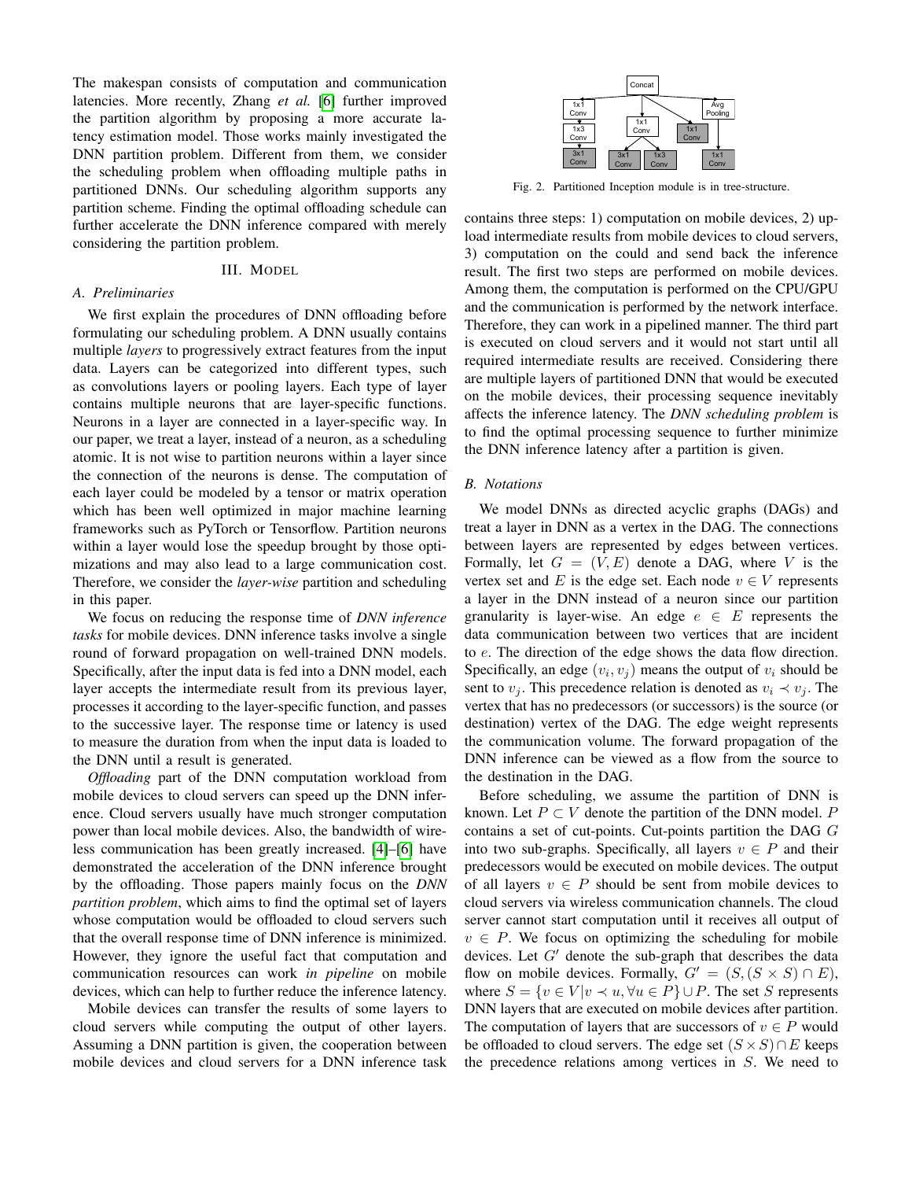The makespan consists of computation and communication latencies. More recently, Zhang *et al.* [6] further improved the partition algorithm by proposing a more accurate latency estimation model. Those works mainly investigated the DNN partition problem. Different from them, we consider the scheduling problem when offloading multiple paths in partitioned DNNs. Our scheduling algorithm supports any partition scheme. Finding the optimal offloading schedule can further accelerate the DNN inference compared with merely considering the partition problem.

## III. Model

### A. Preliminaries

We first explain the procedures of DNN offloading before formulating our scheduling problem. A DNN usually contains multiple *layers* to progressively extract features from the input data. Layers can be categorized into different types, such as convolutions layers or pooling layers. Each type of layer contains multiple neurons that are layer-specific functions. Neurons in a layer are connected in a layer-specific way. In our paper, we treat a layer, instead of a neuron, as a scheduling atomic. It is not wise to partition neurons within a layer since the connection of the neurons is dense. The computation of each layer could be modeled by a tensor or matrix operation which has been well optimized in major machine learning frameworks such as PyTorch or Tensorflow. Partition neurons within a layer would lose the speedup brought by those optimizations and may also lead to a large communication cost. Therefore, we consider the *layer-wise* partition and scheduling in this paper.

We focus on reducing the response time of *DNN inference tasks* for mobile devices. DNN inference tasks involve a single round of forward propagation on well-trained DNN models. Specifically, after the input data is fed into a DNN model, each layer accepts the intermediate result from its previous layer, processes it according to the layer-specific function, and passes to the successive layer. The response time or latency is used to measure the duration from when the input data is loaded to the DNN until a result is generated.

*Offloading* part of the DNN computation workload from mobile devices to cloud servers can speed up the DNN inference. Cloud servers usually have much stronger computation power than local mobile devices. Also, the bandwidth of wireless communication has been greatly increased. [4]–[6] have demonstrated the acceleration of the DNN inference brought by the offloading. Those papers mainly focus on the *DNN partition problem*, which aims to find the optimal set of layers whose computation would be offloaded to cloud servers such that the overall response time of DNN inference is minimized. However, they ignore the useful fact that computation and communication resources can work *in pipeline* on mobile devices, which can help to further reduce the inference latency.

Mobile devices can transfer the results of some layers to cloud servers while computing the output of other layers. Assuming a DNN partition is given, the cooperation between mobile devices and cloud servers for a DNN inference task contains three steps: 1) computation on mobile devices, 2) upload intermediate results from mobile devices to cloud servers, 3) computation on the could and send back the inference result. The first two steps are performed on mobile devices. Among them, the computation is performed on the CPU/GPU and the communication is performed by the network interface. Therefore, they can work in a pipelined manner. The third part is executed on cloud servers and it would not start until all required intermediate results are received. Considering there are multiple layers of partitioned DNN that would be executed on the mobile devices, their processing sequence inevitably affects the inference latency. The *DNN scheduling problem* is to find the optimal processing sequence to further minimize the DNN inference latency after a partition is given.

Fig. 2. Partitioned Inception module is in tree-structure.

### B. Notations

We model DNNs as directed acyclic graphs (DAGs) and treat a layer in DNN as a vertex in the DAG. The connections between layers are represented by edges between vertices. Formally, let $G = (V, E)$ denote a DAG, where $V$ is the vertex set and $E$ is the edge set. Each node $v \in V$ represents a layer in the DNN instead of a neuron since our partition granularity is layer-wise. An edge $e \in E$ represents the data communication between two vertices that are incident to $e$. The direction of the edge shows the data flow direction. Specifically, an edge $(v_i, v_j)$ means the output of $v_i$ should be sent to $v_j$. This precedence relation is denoted as $v_i \prec v_j$. The vertex that has no predecessors (or successors) is the source (or destination) vertex of the DAG. The edge weight represents the communication volume. The forward propagation of the DNN inference can be viewed as a flow from the source to the destination in the DAG.

Before scheduling, we assume the partition of DNN is known. Let $P \subset V$ denote the partition of the DNN model. $P$ contains a set of cut-points. Cut-points partition the DAG $G$ into two sub-graphs. Specifically, all layers $v \in P$ and their predecessors would be executed on mobile devices. The output of all layers $v \in P$ should be sent from mobile devices to cloud servers via wireless communication channels. The cloud server cannot start computation until it receives all output of $v \in P$. We focus on optimizing the scheduling for mobile devices. Let $G'$ denote the sub-graph that describes the data flow on mobile devices. Formally, $G' = (S, (S \times S) \cap E)$, where $S = \{v \in V | v \prec u, \forall u \in P\} \cup P$. The set $S$ represents DNN layers that are executed on mobile devices after partition. The computation of layers that are successors of $v \in P$ would be offloaded to cloud servers. The edge set $(S \times S) \cap E$ keeps the precedence relations among vertices in $S$. We need to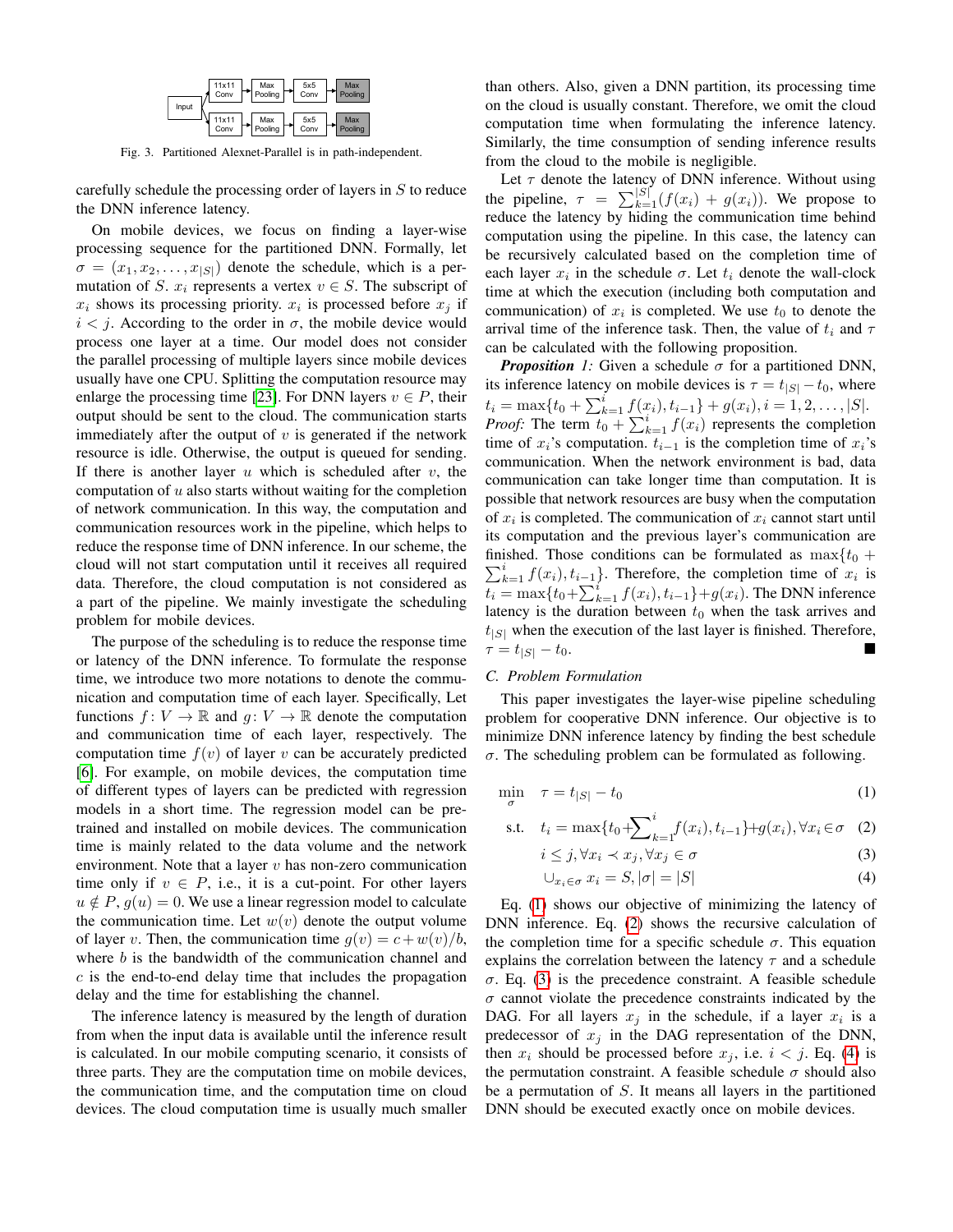Fig. 3. Partitioned Alexnet-Parallel is in path-independent.

carefully schedule the processing order of layers in $S$ to reduce the DNN inference latency.

On mobile devices, we focus on finding a layer-wise processing sequence for the partitioned DNN. Formally, let $\sigma = (x_1, x_2, \ldots, x_{|S|})$ denote the schedule, which is a permutation of $S$. $x_i$ represents a vertex $v \in S$. The subscript of $x_i$ shows its processing priority. $x_i$ is processed before $x_j$ if $i < j$. According to the order in $\sigma$, the mobile device would process one layer at a time. Our model does not consider the parallel processing of multiple layers since mobile devices usually have one CPU. Splitting the computation resource may enlarge the processing time [23]. For DNN layers $v \in P$, their output should be sent to the cloud. The communication starts immediately after the output of $v$ is generated if the network resource is idle. Otherwise, the output is queued for sending. If there is another layer $u$ which is scheduled after $v$, the computation of $u$ also starts without waiting for the completion of network communication. In this way, the computation and communication resources work in the pipeline, which helps to reduce the response time of DNN inference. In our scheme, the cloud will not start computation until it receives all required data. Therefore, the cloud computation is not considered as a part of the pipeline. We mainly investigate the scheduling problem for mobile devices.

The purpose of the scheduling is to reduce the response time or latency of the DNN inference. To formulate the response time, we introduce two more notations to denote the communication and computation time of each layer. Specifically, Let functions $f\colon V \to \mathbb{R}$ and $g\colon V \to \mathbb{R}$ denote the computation and communication time of each layer, respectively. The computation time $f(v)$ of layer $v$ can be accurately predicted [6]. For example, on mobile devices, the computation time of different types of layers can be predicted with regression models in a short time. The regression model can be pre-trained and installed on mobile devices. The communication time is mainly related to the data volume and the network environment. Note that a layer $v$ has non-zero communication time only if $v \in P$, i.e., it is a cut-point. For other layers $u \notin P$, $g(u) = 0$. We use a linear regression model to calculate the communication time. Let $w(v)$ denote the output volume of layer $v$. Then, the communication time $g(v) = c + w(v)/b$, where $b$ is the bandwidth of the communication channel and $c$ is the end-to-end delay time that includes the propagation delay and the time for establishing the channel.

The inference latency is measured by the length of duration from when the input data is available until the inference result is calculated. In our mobile computing scenario, it consists of three parts. They are the computation time on mobile devices, the communication time, and the computation time on cloud devices. The cloud computation time is usually much smaller than others. Also, given a DNN partition, its processing time on the cloud is usually constant. Therefore, we omit the cloud computation time when formulating the inference latency. Similarly, the time consumption of sending inference results from the cloud to the mobile is negligible.

Let $\tau$ denote the latency of DNN inference. Without using the pipeline, $\tau = \sum_{k=1}^{|S|}(f(x_i) + g(x_i))$. We propose to reduce the latency by hiding the communication time behind computation using the pipeline. In this case, the latency can be recursively calculated based on the completion time of each layer $x_i$ in the schedule $\sigma$. Let $t_i$ denote the wall-clock time at which the execution (including both computation and communication) of $x_i$ is completed. We use $t_0$ to denote the arrival time of the inference task. Then, the value of $t_i$ and $\tau$ can be calculated with the following proposition.

***Proposition 1:*** Given a schedule $\sigma$ for a partitioned DNN, its inference latency on mobile devices is $\tau = t_{|S|} - t_0$, where $t_i = \max\{t_0 + \sum_{k=1}^{i} f(x_i), t_{i-1}\} + g(x_i), i = 1, 2, \ldots, |S|$.

*Proof:* The term $t_0 + \sum_{k=1}^{i} f(x_i)$ represents the completion time of $x_i$'s computation. $t_{i-1}$ is the completion time of $x_i$'s communication. When the network environment is bad, data communication can take longer time than computation. It is possible that network resources are busy when the computation of $x_i$ is completed. The communication of $x_i$ cannot start until its computation and the previous layer's communication are finished. Those conditions can be formulated as $\max\{t_0 + \sum_{k=1}^{i} f(x_i), t_{i-1}\}$. Therefore, the completion time of $x_i$ is $t_i = \max\{t_0 + \sum_{k=1}^{i} f(x_i), t_{i-1}\} + g(x_i)$. The DNN inference latency is the duration between $t_0$ when the task arrives and $t_{|S|}$ when the execution of the last layer is finished. Therefore, $\tau = t_{|S|} - t_0$. ∎

### C. Problem Formulation

This paper investigates the layer-wise pipeline scheduling problem for cooperative DNN inference. Our objective is to minimize DNN inference latency by finding the best schedule $\sigma$. The scheduling problem can be formulated as following.

$$\min_{\sigma} \quad \tau = t_{|S|} - t_0 \tag{1}$$

$$\text{s.t.} \quad t_i = \max\{t_0 + \sum_{k=1}^{i} f(x_i), t_{i-1}\} + g(x_i), \forall x_i \in \sigma \tag{2}$$

$$i \leq j, \forall x_i \prec x_j, \forall x_j \in \sigma \tag{3}$$

$$\cup_{x_i \in \sigma} x_i = S, |\sigma| = |S| \tag{4}$$

Eq. (1) shows our objective of minimizing the latency of DNN inference. Eq. (2) shows the recursive calculation of the completion time for a specific schedule $\sigma$. This equation explains the correlation between the latency $\tau$ and a schedule $\sigma$. Eq. (3) is the precedence constraint. A feasible schedule $\sigma$ cannot violate the precedence constraints indicated by the DAG. For all layers $x_j$ in the schedule, if a layer $x_i$ is a predecessor of $x_j$ in the DAG representation of the DNN, then $x_i$ should be processed before $x_j$, i.e. $i < j$. Eq. (4) is the permutation constraint. A feasible schedule $\sigma$ should also be a permutation of $S$. It means all layers in the partitioned DNN should be executed exactly once on mobile devices.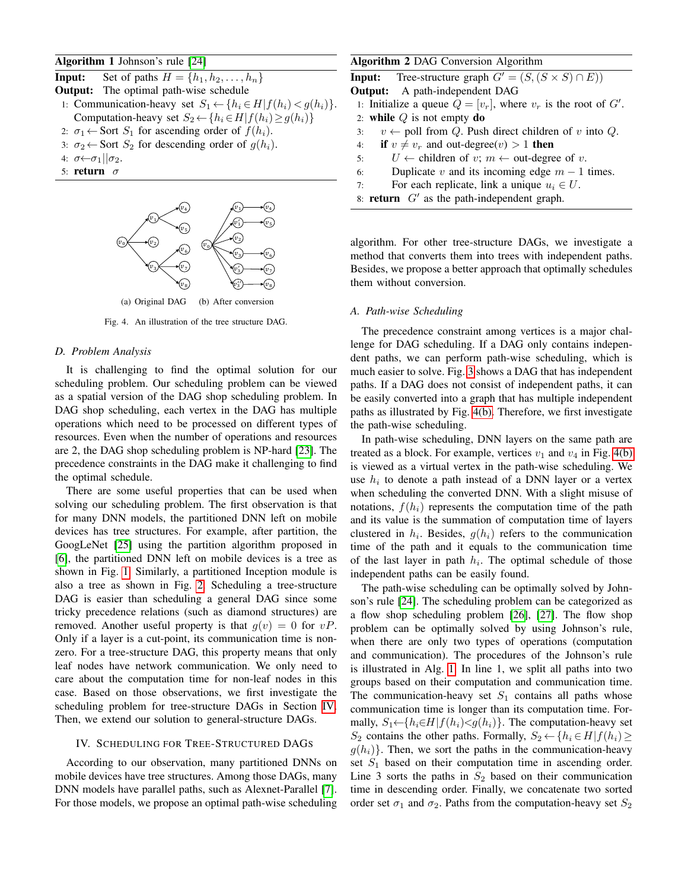**Algorithm 1** Johnson's rule [24]

**Input:** Set of paths $H = \{h_1, h_2, \ldots, h_n\}$
**Output:** The optimal path-wise schedule

1. Communication-heavy set $S_1 \leftarrow \{h_i \in H | f(h_i) < g(h_i)\}$. Computation-heavy set $S_2 \leftarrow \{h_i \in H | f(h_i) \geq g(h_i)\}$
2. $\sigma_1 \leftarrow$ Sort $S_1$ for ascending order of $f(h_i)$.
3. $\sigma_2 \leftarrow$ Sort $S_2$ for descending order of $g(h_i)$.
4. $\sigma \leftarrow \sigma_1 || \sigma_2$.
5. **return** $\sigma$

(a) Original DAG (b) After conversion

Fig. 4. An illustration of the tree structure DAG.

### D. Problem Analysis

It is challenging to find the optimal solution for our scheduling problem. Our scheduling problem can be viewed as a spatial version of the DAG shop scheduling problem. In DAG shop scheduling, each vertex in the DAG has multiple operations which need to be processed on different types of resources. Even when the number of operations and resources are 2, the DAG shop scheduling problem is NP-hard [23]. The precedence constraints in the DAG make it challenging to find the optimal schedule.

There are some useful properties that can be used when solving our scheduling problem. The first observation is that for many DNN models, the partitioned DNN left on mobile devices has tree structures. For example, after partition, the GoogLeNet [25] using the partition algorithm proposed in [6], the partitioned DNN left on mobile devices is a tree as shown in Fig. 1. Similarly, a partitioned Inception module is also a tree as shown in Fig. 2. Scheduling a tree-structure DAG is easier than scheduling a general DAG since some tricky precedence relations (such as diamond structures) are removed. Another useful property is that $g(v) = 0$ for $vP$. Only if a layer is a cut-point, its communication time is non-zero. For a tree-structure DAG, this property means that only leaf nodes have network communication. We only need to care about the computation time for non-leaf nodes in this case. Based on those observations, we first investigate the scheduling problem for tree-structure DAGs in Section IV. Then, we extend our solution to general-structure DAGs.

## IV. Scheduling for Tree-Structured DAGs

According to our observation, many partitioned DNNs on mobile devices have tree structures. Among those DAGs, many DNN models have parallel paths, such as Alexnet-Parallel [7]. For those models, we propose an optimal path-wise scheduling algorithm. For other tree-structure DAGs, we investigate a method that converts them into trees with independent paths. Besides, we propose a better approach that optimally schedules them without conversion.

**Algorithm 2** DAG Conversion Algorithm

**Input:** Tree-structure graph $G' = (S, (S \times S) \cap E))$
**Output:** A path-independent DAG

1. Initialize a queue $Q = [v_r]$, where $v_r$ is the root of $G'$.
2. **while** $Q$ is not empty **do**
3. $\quad v \leftarrow$ poll from $Q$. Push direct children of $v$ into $Q$.
4. $\quad$ **if** $v \neq v_r$ and out-degree$(v) > 1$ **then**
5. $\quad\quad U \leftarrow$ children of $v$; $m \leftarrow$ out-degree of $v$.
6. $\quad\quad$ Duplicate $v$ and its incoming edge $m - 1$ times.
7. $\quad\quad$ For each replicate, link a unique $u_i \in U$.
8. **return** $G'$ as the path-independent graph.

### A. Path-wise Scheduling

The precedence constraint among vertices is a major challenge for DAG scheduling. If a DAG only contains independent paths, we can perform path-wise scheduling, which is much easier to solve. Fig. 3 shows a DAG that has independent paths. If a DAG does not consist of independent paths, it can be easily converted into a graph that has multiple independent paths as illustrated by Fig. 4(b). Therefore, we first investigate the path-wise scheduling.

In path-wise scheduling, DNN layers on the same path are treated as a block. For example, vertices $v_1$ and $v_4$ in Fig. 4(b) is viewed as a virtual vertex in the path-wise scheduling. We use $h_i$ to denote a path instead of a DNN layer or a vertex when scheduling the converted DNN. With a slight misuse of notations, $f(h_i)$ represents the computation time of the path and its value is the summation of computation time of layers clustered in $h_i$. Besides, $g(h_i)$ refers to the communication time of the path and it equals to the communication time of the last layer in path $h_i$. The optimal schedule of those independent paths can be easily found.

The path-wise scheduling can be optimally solved by Johnson's rule [24]. The scheduling problem can be categorized as a flow shop scheduling problem [26], [27]. The flow shop problem can be optimally solved by using Johnson's rule, when there are only two types of operations (computation and communication). The procedures of the Johnson's rule is illustrated in Alg. 1. In line 1, we split all paths into two groups based on their computation and communication time. The communication-heavy set $S_1$ contains all paths whose communication time is longer than its computation time. Formally, $S_1 \leftarrow \{h_i \in H | f(h_i) < g(h_i)\}$. The computation-heavy set $S_2$ contains the other paths. Formally, $S_2 \leftarrow \{h_i \in H | f(h_i) \geq g(h_i)\}$. Then, we sort the paths in the communication-heavy set $S_1$ based on their computation time in ascending order. Line 3 sorts the paths in $S_2$ based on their communication time in descending order. Finally, we concatenate two sorted order set $\sigma_1$ and $\sigma_2$. Paths from the computation-heavy set $S_2$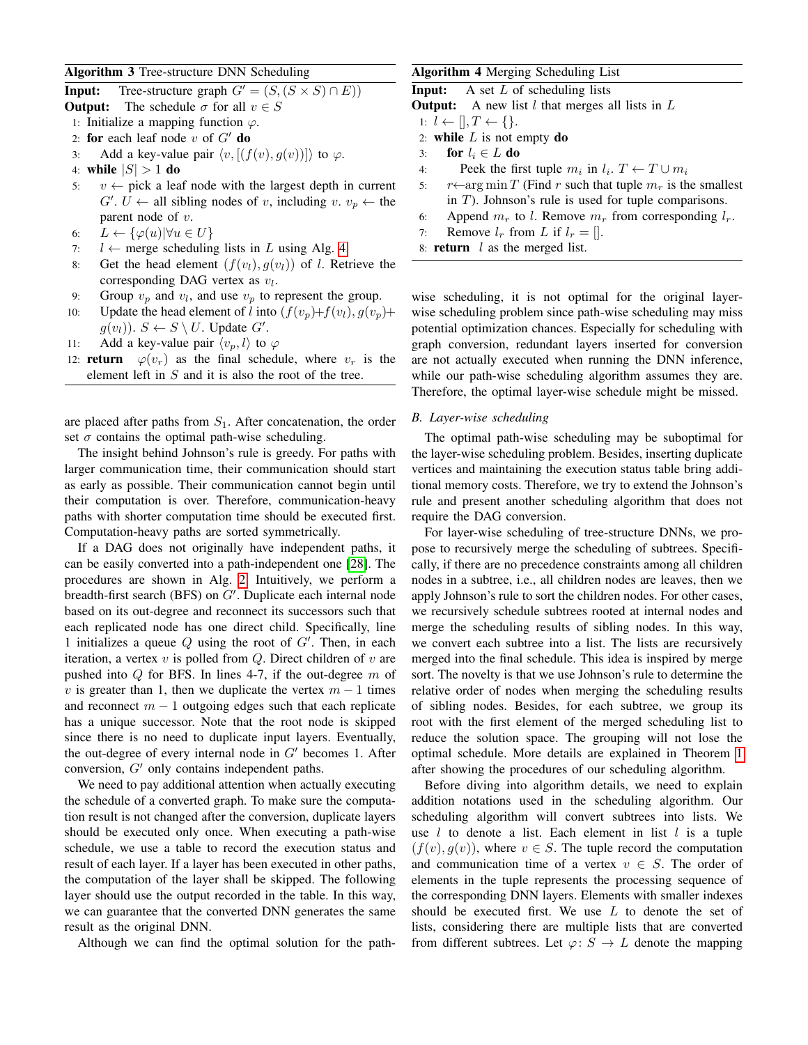**Algorithm 3** Tree-structure DNN Scheduling

**Input:** Tree-structure graph $G' = (S, (S \times S) \cap E))$

**Output:** The schedule $\sigma$ for all $v \in S$

1: Initialize a mapping function $\varphi$.
2: **for** each leaf node $v$ of $G'$ **do**
3: Add a key-value pair $\langle v, [(f(v), g(v))] \rangle$ to $\varphi$.
4: **while** $|S| > 1$ **do**
5: $v \leftarrow$ pick a leaf node with the largest depth in current $G'$. $U \leftarrow$ all sibling nodes of $v$, including $v$. $v_p \leftarrow$ the parent node of $v$.
6: $L \leftarrow \{\varphi(u) | \forall u \in U\}$
7: $l \leftarrow$ merge scheduling lists in $L$ using Alg. 4
8: Get the head element $(f(v_l), g(v_l))$ of $l$. Retrieve the corresponding DAG vertex as $v_l$.
9: Group $v_p$ and $v_l$, and use $v_p$ to represent the group.
10: Update the head element of $l$ into $(f(v_p)+f(v_l), g(v_p)+g(v_l))$. $S \leftarrow S \setminus U$. Update $G'$.
11: Add a key-value pair $\langle v_p, l \rangle$ to $\varphi$
12: **return** $\varphi(v_r)$ as the final schedule, where $v_r$ is the element left in $S$ and it is also the root of the tree.

are placed after paths from $S_1$. After concatenation, the order set $\sigma$ contains the optimal path-wise scheduling.

The insight behind Johnson's rule is greedy. For paths with larger communication time, their communication should start as early as possible. Their communication cannot begin until their computation is over. Therefore, communication-heavy paths with shorter computation time should be executed first. Computation-heavy paths are sorted symmetrically.

If a DAG does not originally have independent paths, it can be easily converted into a path-independent one [28]. The procedures are shown in Alg. 2. Intuitively, we perform a breadth-first search (BFS) on $G'$. Duplicate each internal node based on its out-degree and reconnect its successors such that each replicated node has one direct child. Specifically, line 1 initializes a queue $Q$ using the root of $G'$. Then, in each iteration, a vertex $v$ is polled from $Q$. Direct children of $v$ are pushed into $Q$ for BFS. In lines 4-7, if the out-degree $m$ of $v$ is greater than 1, then we duplicate the vertex $m-1$ times and reconnect $m-1$ outgoing edges such that each replicate has a unique successor. Note that the root node is skipped since there is no need to duplicate input layers. Eventually, the out-degree of every internal node in $G'$ becomes 1. After conversion, $G'$ only contains independent paths.

We need to pay additional attention when actually executing the schedule of a converted graph. To make sure the computation result is not changed after the conversion, duplicate layers should be executed only once. When executing a path-wise schedule, we use a table to record the execution status and result of each layer. If a layer has been executed in other paths, the computation of the layer shall be skipped. The following layer should use the output recorded in the table. In this way, we can guarantee that the converted DNN generates the same result as the original DNN.

Although we can find the optimal solution for the path-wise scheduling, it is not optimal for the original layer-wise scheduling problem since path-wise scheduling may miss potential optimization chances. Especially for scheduling with graph conversion, redundant layers inserted for conversion are not actually executed when running the DNN inference, while our path-wise scheduling algorithm assumes they are. Therefore, the optimal layer-wise schedule might be missed.

**Algorithm 4** Merging Scheduling List

**Input:** A set $L$ of scheduling lists

**Output:** A new list $l$ that merges all lists in $L$

1: $l \leftarrow [], T \leftarrow \{\}$.
2: **while** $L$ is not empty **do**
3: **for** $l_i \in L$ **do**
4: Peek the first tuple $m_i$ in $l_i$. $T \leftarrow T \cup m_i$
5: $r \leftarrow \arg\min T$ (Find $r$ such that tuple $m_r$ is the smallest in $T$). Johnson's rule is used for tuple comparisons.
6: Append $m_r$ to $l$. Remove $m_r$ from corresponding $l_r$.
7: Remove $l_r$ from $L$ if $l_r = []$.
8: **return** $l$ as the merged list.

### B. Layer-wise scheduling

The optimal path-wise scheduling may be suboptimal for the layer-wise scheduling problem. Besides, inserting duplicate vertices and maintaining the execution status table bring additional memory costs. Therefore, we try to extend the Johnson's rule and present another scheduling algorithm that does not require the DAG conversion.

For layer-wise scheduling of tree-structure DNNs, we propose to recursively merge the scheduling of subtrees. Specifically, if there are no precedence constraints among all children nodes in a subtree, i.e., all children nodes are leaves, then we apply Johnson's rule to sort the children nodes. For other cases, we recursively schedule subtrees rooted at internal nodes and merge the scheduling results of sibling nodes. In this way, we convert each subtree into a list. The lists are recursively merged into the final schedule. This idea is inspired by merge sort. The novelty is that we use Johnson's rule to determine the relative order of nodes when merging the scheduling results of sibling nodes. Besides, for each subtree, we group its root with the first element of the merged scheduling list to reduce the solution space. The grouping will not lose the optimal schedule. More details are explained in Theorem 1 after showing the procedures of our scheduling algorithm.

Before diving into algorithm details, we need to explain some addition notations used in the scheduling algorithm. Our scheduling algorithm will convert subtrees into lists. We use $l$ to denote a list. Each element in list $l$ is a tuple $(f(v), g(v))$, where $v \in S$. The tuple record the computation and communication time of a vertex $v \in S$. The order of elements in the tuple represents the processing sequence of the corresponding DNN layers. Elements with smaller indexes should be executed first. We use $L$ to denote the set of lists, considering there are multiple lists that are converted from different subtrees. Let $\varphi \colon S \to L$ denote the mapping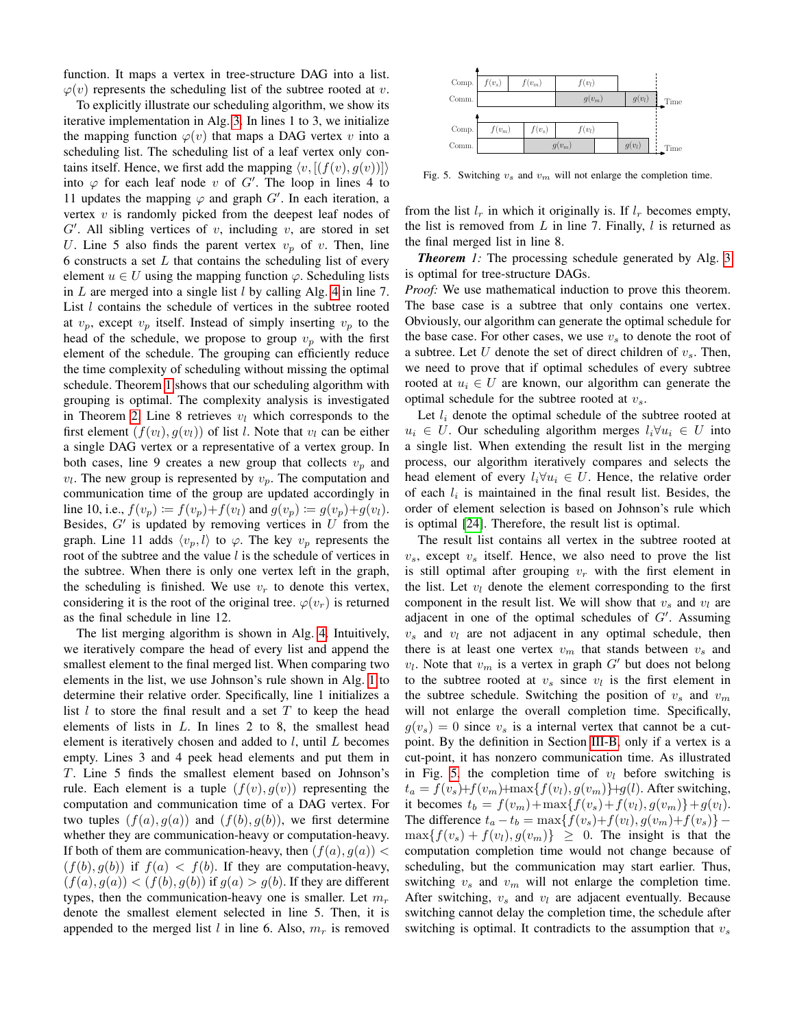function. It maps a vertex in tree-structure DAG into a list. $\varphi(v)$ represents the scheduling list of the subtree rooted at $v$.

To explicitly illustrate our scheduling algorithm, we show its iterative implementation in Alg. 3. In lines 1 to 3, we initialize the mapping function $\varphi(v)$ that maps a DAG vertex $v$ into a scheduling list. The scheduling list of a leaf vertex only contains itself. Hence, we first add the mapping $\langle v, [(f(v), g(v))] \rangle$ into $\varphi$ for each leaf node $v$ of $G'$. The loop in lines 4 to 11 updates the mapping $\varphi$ and graph $G'$. In each iteration, a vertex $v$ is randomly picked from the deepest leaf nodes of $G'$. All sibling vertices of $v$, including $v$, are stored in set $U$. Line 5 also finds the parent vertex $v_p$ of $v$. Then, line 6 constructs a set $L$ that contains the scheduling list of every element $u \in U$ using the mapping function $\varphi$. Scheduling lists in $L$ are merged into a single list $l$ by calling Alg. 4 in line 7. List $l$ contains the schedule of vertices in the subtree rooted at $v_p$, except $v_p$ itself. Instead of simply inserting $v_p$ to the head of the schedule, we propose to group $v_p$ with the first element of the schedule. The grouping can efficiently reduce the time complexity of scheduling without missing the optimal schedule. Theorem 1 shows that our scheduling algorithm with grouping is optimal. The complexity analysis is investigated in Theorem 2. Line 8 retrieves $v_l$ which corresponds to the first element $(f(v_l), g(v_l))$ of list $l$. Note that $v_l$ can be either a single DAG vertex or a representative of a vertex group. In both cases, line 9 creates a new group that collects $v_p$ and $v_l$. The new group is represented by $v_p$. The computation and communication time of the group are updated accordingly in line 10, i.e., $f(v_p) \coloneqq f(v_p)+f(v_l)$ and $g(v_p) \coloneqq g(v_p)+g(v_l)$. Besides, $G'$ is updated by removing vertices in $U$ from the graph. Line 11 adds $\langle v_p, l \rangle$ to $\varphi$. The key $v_p$ represents the root of the subtree and the value $l$ is the schedule of vertices in the subtree. When there is only one vertex left in the graph, the scheduling is finished. We use $v_r$ to denote this vertex, considering it is the root of the original tree. $\varphi(v_r)$ is returned as the final schedule in line 12.

The list merging algorithm is shown in Alg. 4. Intuitively, we iteratively compare the head of every list and append the smallest element to the final merged list. When comparing two elements in the list, we use Johnson's rule shown in Alg. 1 to determine their relative order. Specifically, line 1 initializes a list $l$ to store the final result and a set $T$ to keep the head elements of lists in $L$. In lines 2 to 8, the smallest head element is iteratively chosen and added to $l$, until $L$ becomes empty. Lines 3 and 4 peek head elements and put them in $T$. Line 5 finds the smallest element based on Johnson's rule. Each element is a tuple $(f(v), g(v))$ representing the computation and communication time of a DAG vertex. For two tuples $(f(a), g(a))$ and $(f(b), g(b))$, we first determine whether they are communication-heavy or computation-heavy. If both of them are communication-heavy, then $(f(a), g(a)) < (f(b), g(b))$ if $f(a) < f(b)$. If they are computation-heavy, $(f(a), g(a)) < (f(b), g(b))$ if $g(a) > g(b)$. If they are different types, then the communication-heavy one is smaller. Let $m_r$ denote the smallest element selected in line 5. Then, it is appended to the merged list $l$ in line 6. Also, $m_r$ is removed from the list $l_r$ in which it originally is. If $l_r$ becomes empty, the list is removed from $L$ in line 7. Finally, $l$ is returned as the final merged list in line 8.

Fig. 5. Switching $v_s$ and $v_m$ will not enlarge the completion time.

***Theorem 1:*** The processing schedule generated by Alg. 3 is optimal for tree-structure DAGs.

*Proof:* We use mathematical induction to prove this theorem. The base case is a subtree that only contains one vertex. Obviously, our algorithm can generate the optimal schedule for the base case. For other cases, we use $v_s$ to denote the root of a subtree. Let $U$ denote the set of direct children of $v_s$. Then, we need to prove that if optimal schedules of every subtree rooted at $u_i \in U$ are known, our algorithm can generate the optimal schedule for the subtree rooted at $v_s$.

Let $l_i$ denote the optimal schedule of the subtree rooted at $u_i \in U$. Our scheduling algorithm merges $l_i \forall u_i \in U$ into a single list. When extending the result list in the merging process, our algorithm iteratively compares and selects the head element of every $l_i \forall u_i \in U$. Hence, the relative order of each $l_i$ is maintained in the final result list. Besides, the order of element selection is based on Johnson's rule which is optimal [24]. Therefore, the result list is optimal.

The result list contains all vertex in the subtree rooted at $v_s$, except $v_s$ itself. Hence, we also need to prove the list is still optimal after grouping $v_r$ with the first element in the list. Let $v_l$ denote the element corresponding to the first component in the result list. We will show that $v_s$ and $v_l$ are adjacent in one of the optimal schedules of $G'$. Assuming $v_s$ and $v_l$ are not adjacent in any optimal schedule, then there is at least one vertex $v_m$ that stands between $v_s$ and $v_l$. Note that $v_m$ is a vertex in graph $G'$ but does not belong to the subtree rooted at $v_s$ since $v_l$ is the first element in the subtree schedule. Switching the position of $v_s$ and $v_m$ will not enlarge the overall completion time. Specifically, $g(v_s) = 0$ since $v_s$ is a internal vertex that cannot be a cut-point. By the definition in Section III-B, only if a vertex is a cut-point, it has nonzero communication time. As illustrated in Fig. 5, the completion time of $v_l$ before switching is $t_a = f(v_s)+f(v_m)+\max\{f(v_l), g(v_m)\}+g(l)$. After switching, it becomes $t_b = f(v_m)+\max\{f(v_s)+f(v_l), g(v_m)\}+g(v_l)$. The difference $t_a - t_b = \max\{f(v_s)+f(v_l), g(v_m)+f(v_s)\} - \max\{f(v_s)+f(v_l), g(v_m)\} \geq 0$. The insight is that the computation completion time would not change because of scheduling, but the communication may start earlier. Thus, switching $v_s$ and $v_m$ will not enlarge the completion time. After switching, $v_s$ and $v_l$ are adjacent eventually. Because switching cannot delay the completion time, the schedule after switching is optimal. It contradicts to the assumption that $v_s$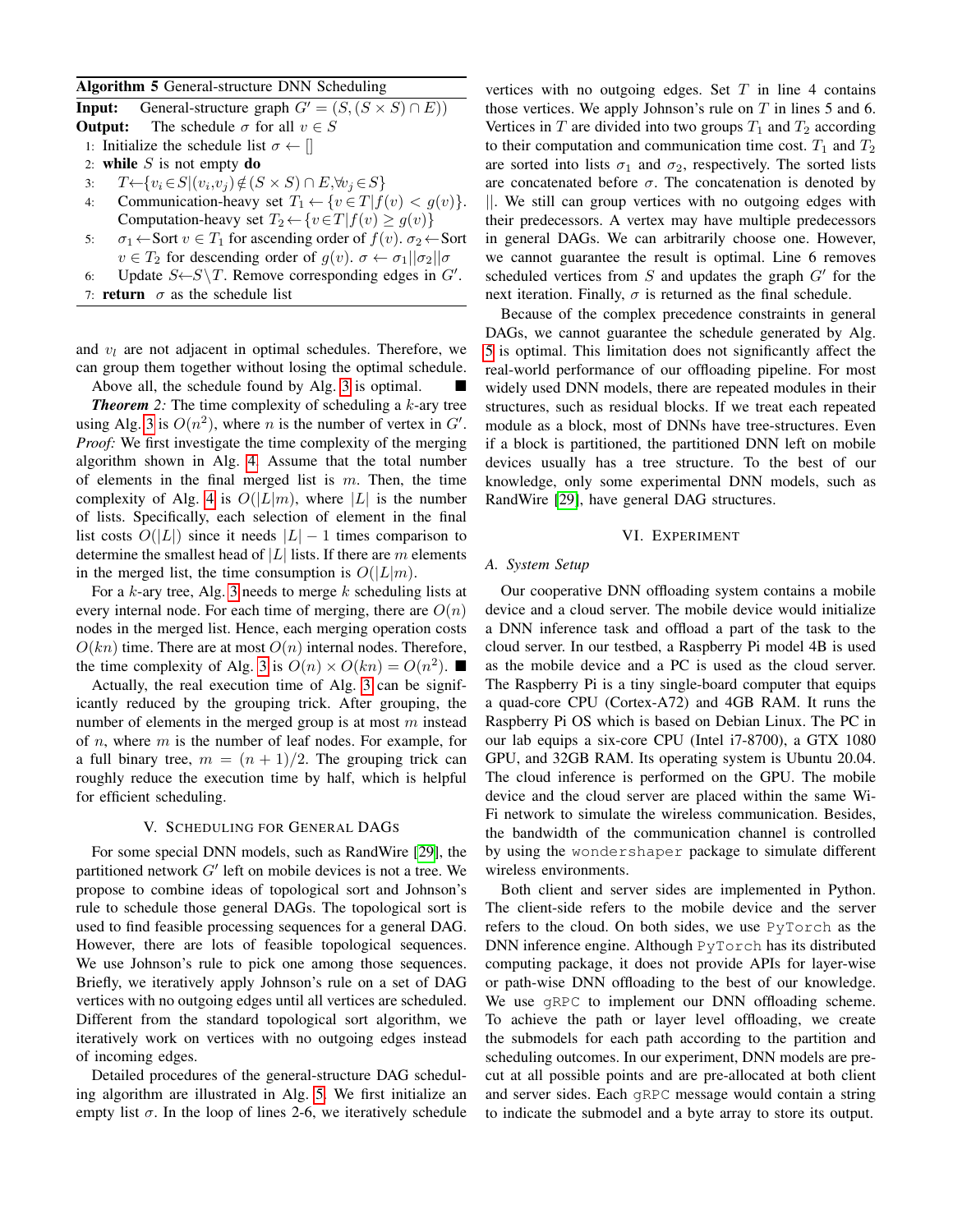**Algorithm 5** General-structure DNN Scheduling

**Input:** General-structure graph $G' = (S, (S \times S) \cap E))$

**Output:** The schedule $\sigma$ for all $v \in S$

1: Initialize the schedule list $\sigma \leftarrow []$
2: **while** $S$ is not empty **do**
3: $\quad T \leftarrow \{v_i \in S | (v_i, v_j) \notin (S \times S) \cap E, \forall v_j \in S\}$
4: $\quad$ Communication-heavy set $T_1 \leftarrow \{v \in T | f(v) < g(v)\}$. Computation-heavy set $T_2 \leftarrow \{v \in T | f(v) \geq g(v)\}$
5: $\quad \sigma_1 \leftarrow$ Sort $v \in T_1$ for ascending order of $f(v)$. $\sigma_2 \leftarrow$ Sort $v \in T_2$ for descending order of $g(v)$. $\sigma \leftarrow \sigma_1 || \sigma_2 || \sigma$
6: $\quad$ Update $S \leftarrow S \setminus T$. Remove corresponding edges in $G'$.
7: **return** $\sigma$ as the schedule list

and $v_l$ are not adjacent in optimal schedules. Therefore, we can group them together without losing the optimal schedule.

Above all, the schedule found by Alg. 3 is optimal. ∎

***Theorem 2:*** The time complexity of scheduling a $k$-ary tree using Alg. 3 is $O(n^2)$, where $n$ is the number of vertex in $G'$.

*Proof:* We first investigate the time complexity of the merging algorithm shown in Alg. 4. Assume that the total number of elements in the final merged list is $m$. Then, the time complexity of Alg. 4 is $O(|L|m)$, where $|L|$ is the number of lists. Specifically, each selection of element in the final list costs $O(|L|)$ since it needs $|L| - 1$ times comparison to determine the smallest head of $|L|$ lists. If there are $m$ elements in the merged list, the time consumption is $O(|L|m)$.

For a $k$-ary tree, Alg. 3 needs to merge $k$ scheduling lists at every internal node. For each time of merging, there are $O(n)$ nodes in the merged list. Hence, each merging operation costs $O(kn)$ time. There are at most $O(n)$ internal nodes. Therefore, the time complexity of Alg. 3 is $O(n) \times O(kn) = O(n^2)$. ∎

Actually, the real execution time of Alg. 3 can be significantly reduced by the grouping trick. After grouping, the number of elements in the merged group is at most $m$ instead of $n$, where $m$ is the number of leaf nodes. For example, for a full binary tree, $m = (n + 1)/2$. The grouping trick can roughly reduce the execution time by half, which is helpful for efficient scheduling.

## V. Scheduling for General DAGs

For some special DNN models, such as RandWire [29], the partitioned network $G'$ left on mobile devices is not a tree. We propose to combine ideas of topological sort and Johnson's rule to schedule those general DAGs. The topological sort is used to find feasible processing sequences for a general DAG. However, there are lots of feasible topological sequences. We use Johnson's rule to pick one among those sequences. Briefly, we iteratively apply Johnson's rule on a set of DAG vertices with no outgoing edges until all vertices are scheduled. Different from the standard topological sort algorithm, we iteratively work on vertices with no outgoing edges instead of incoming edges.

Detailed procedures of the general-structure DAG scheduling algorithm are illustrated in Alg. 5. We first initialize an empty list $\sigma$. In the loop of lines 2-6, we iteratively schedule vertices with no outgoing edges. Set $T$ in line 4 contains those vertices. We apply Johnson's rule on $T$ in lines 5 and 6. Vertices in $T$ are divided into two groups $T_1$ and $T_2$ according to their computation and communication time cost. $T_1$ and $T_2$ are sorted into lists $\sigma_1$ and $\sigma_2$, respectively. The sorted lists are concatenated before $\sigma$. The concatenation is denoted by $||$. We still can group vertices with no outgoing edges with their predecessors. A vertex may have multiple predecessors in general DAGs. We can arbitrarily choose one. However, we cannot guarantee the result is optimal. Line 6 removes scheduled vertices from $S$ and updates the graph $G'$ for the next iteration. Finally, $\sigma$ is returned as the final schedule.

Because of the complex precedence constraints in general DAGs, we cannot guarantee the schedule generated by Alg. 5 is optimal. This limitation does not significantly affect the real-world performance of our offloading pipeline. For most widely used DNN models, there are repeated modules in their structures, such as residual blocks. If we treat each repeated module as a block, most of DNNs have tree-structures. Even if a block is partitioned, the partitioned DNN left on mobile devices usually has a tree structure. To the best of our knowledge, only some experimental DNN models, such as RandWire [29], have general DAG structures.

## VI. Experiment

### A. System Setup

Our cooperative DNN offloading system contains a mobile device and a cloud server. The mobile device would initialize a DNN inference task and offload a part of the task to the cloud server. In our testbed, a Raspberry Pi model 4B is used as the mobile device and a PC is used as the cloud server. The Raspberry Pi is a tiny single-board computer that equips a quad-core CPU (Cortex-A72) and 4GB RAM. It runs the Raspberry Pi OS which is based on Debian Linux. The PC in our lab equips a six-core CPU (Intel i7-8700), a GTX 1080 GPU, and 32GB RAM. Its operating system is Ubuntu 20.04. The cloud inference is performed on the GPU. The mobile device and the cloud server are placed within the same Wi-Fi network to simulate the wireless communication. Besides, the bandwidth of the communication channel is controlled by using the `wondershaper` package to simulate different wireless environments.

Both client and server sides are implemented in Python. The client-side refers to the mobile device and the server refers to the cloud. On both sides, we use `PyTorch` as the DNN inference engine. Although `PyTorch` has its distributed computing package, it does not provide APIs for layer-wise or path-wise DNN offloading to the best of our knowledge. We use `gRPC` to implement our DNN offloading scheme. To achieve the path or layer level offloading, we create the submodels for each path according to the partition and scheduling outcomes. In our experiment, DNN models are pre-cut at all possible points and are pre-allocated at both client and server sides. Each `gRPC` message would contain a string to indicate the submodel and a byte array to store its output.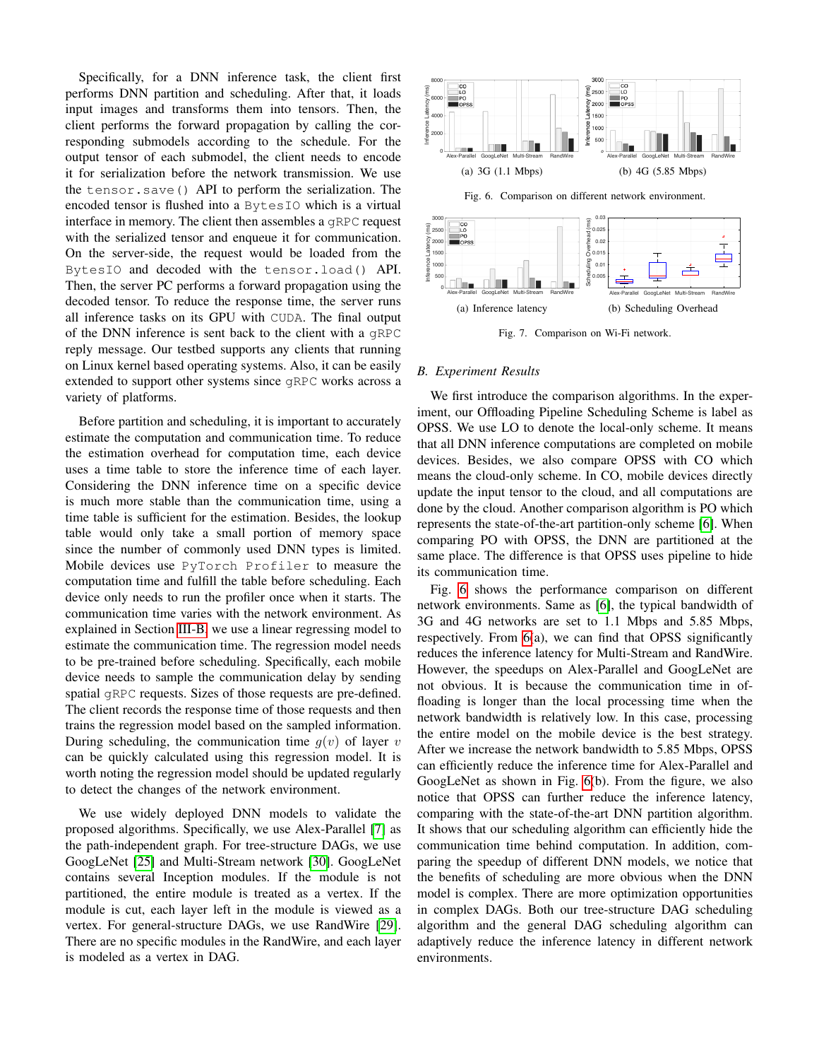Specifically, for a DNN inference task, the client first performs DNN partition and scheduling. After that, it loads input images and transforms them into tensors. Then, the client performs the forward propagation by calling the corresponding submodels according to the schedule. For the output tensor of each submodel, the client needs to encode it for serialization before the network transmission. We use the `tensor.save()` API to perform the serialization. The encoded tensor is flushed into a `BytesIO` which is a virtual interface in memory. The client then assembles a `gRPC` request with the serialized tensor and enqueue it for communication. On the server-side, the request would be loaded from the `BytesIO` and decoded with the `tensor.load()` API. Then, the server PC performs a forward propagation using the decoded tensor. To reduce the response time, the server runs all inference tasks on its GPU with `CUDA`. The final output of the DNN inference is sent back to the client with a `gRPC` reply message. Our testbed supports any clients that running on Linux kernel based operating systems. Also, it can be easily extended to support other systems since `gRPC` works across a variety of platforms.

Before partition and scheduling, it is important to accurately estimate the computation and communication time. To reduce the estimation overhead for computation time, each device uses a time table to store the inference time of each layer. Considering the DNN inference time on a specific device is much more stable than the communication time, using a time table is sufficient for the estimation. Besides, the lookup table would only take a small portion of memory space since the number of commonly used DNN types is limited. Mobile devices use `PyTorch Profiler` to measure the computation time and fulfill the table before scheduling. Each device only needs to run the profiler once when it starts. The communication time varies with the network environment. As explained in Section III-B, we use a linear regressing model to estimate the communication time. The regression model needs to be pre-trained before scheduling. Specifically, each mobile device needs to sample the communication delay by sending spatial `gRPC` requests. Sizes of those requests are pre-defined. The client records the response time of those requests and then trains the regression model based on the sampled information. During scheduling, the communication time $g(v)$ of layer $v$ can be quickly calculated using this regression model. It is worth noting the regression model should be updated regularly to detect the changes of the network environment.

We use widely deployed DNN models to validate the proposed algorithms. Specifically, we use Alex-Parallel [7] as the path-independent graph. For tree-structure DAGs, we use GoogLeNet [25] and Multi-Stream network [30]. GoogLeNet contains several Inception modules. If the module is not partitioned, the entire module is treated as a vertex. If the module is cut, each layer left in the module is viewed as a vertex. For general-structure DAGs, we use RandWire [29]. There are no specific modules in the RandWire, and each layer is modeled as a vertex in DAG.

(a) 3G (1.1 Mbps) (b) 4G (5.85 Mbps)

Fig. 6. Comparison on different network environment.

(a) Inference latency (b) Scheduling Overhead

Fig. 7. Comparison on Wi-Fi network.

### B. Experiment Results

We first introduce the comparison algorithms. In the experiment, our Offloading Pipeline Scheduling Scheme is label as OPSS. We use LO to denote the local-only scheme. It means that all DNN inference computations are completed on mobile devices. Besides, we also compare OPSS with CO which means the cloud-only scheme. In CO, mobile devices directly update the input tensor to the cloud, and all computations are done by the cloud. Another comparison algorithm is PO which represents the state-of-the-art partition-only scheme [6]. When comparing PO with OPSS, the DNN are partitioned at the same place. The difference is that OPSS uses pipeline to hide its communication time.

Fig. 6 shows the performance comparison on different network environments. Same as [6], the typical bandwidth of 3G and 4G networks are set to 1.1 Mbps and 5.85 Mbps, respectively. From 6(a), we can find that OPSS significantly reduces the inference latency for Multi-Stream and RandWire. However, the speedups on Alex-Parallel and GoogLeNet are not obvious. It is because the communication time in offloading is longer than the local processing time when the network bandwidth is relatively low. In this case, processing the entire model on the mobile device is the best strategy. After we increase the network bandwidth to 5.85 Mbps, OPSS can efficiently reduce the inference time for Alex-Parallel and GoogLeNet as shown in Fig. 6(b). From the figure, we also notice that OPSS can further reduce the inference latency, comparing with the state-of-the-art DNN partition algorithm. It shows that our scheduling algorithm can efficiently hide the communication time behind computation. In addition, comparing the speedup of different DNN models, we notice that the benefits of scheduling are more obvious when the DNN model is complex. There are more optimization opportunities in complex DAGs. Both our tree-structure DAG scheduling algorithm and the general DAG scheduling algorithm can adaptively reduce the inference latency in different network environments.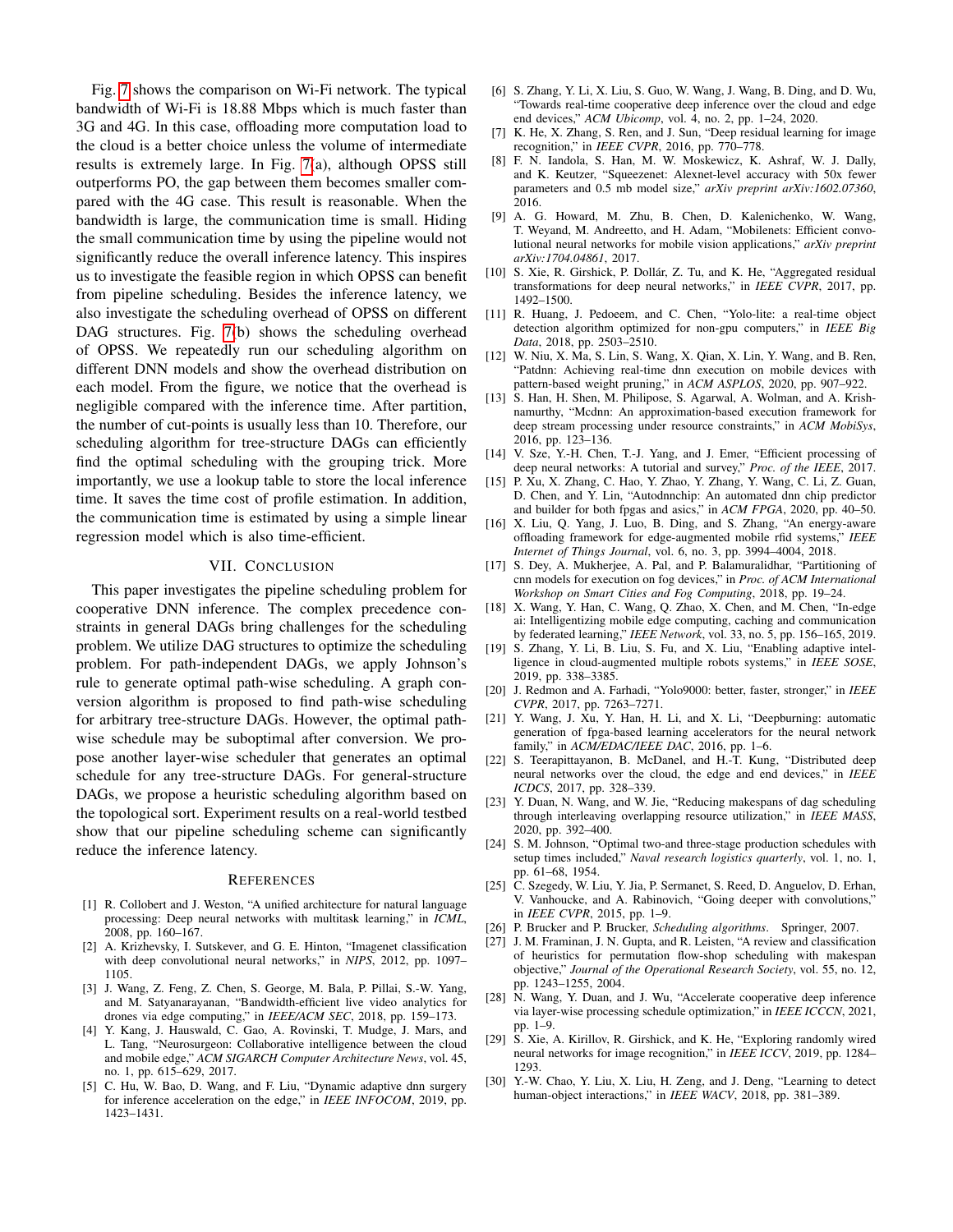Fig. 7 shows the comparison on Wi-Fi network. The typical bandwidth of Wi-Fi is 18.88 Mbps which is much faster than 3G and 4G. In this case, offloading more computation load to the cloud is a better choice unless the volume of intermediate results is extremely large. In Fig. 7(a), although OPSS still outperforms PO, the gap between them becomes smaller compared with the 4G case. This result is reasonable. When the bandwidth is large, the communication time is small. Hiding the small communication time by using the pipeline would not significantly reduce the overall inference latency. This inspires us to investigate the feasible region in which OPSS can benefit from pipeline scheduling. Besides the inference latency, we also investigate the scheduling overhead of OPSS on different DAG structures. Fig. 7(b) shows the scheduling overhead of OPSS. We repeatedly run our scheduling algorithm on different DNN models and show the overhead distribution on each model. From the figure, we notice that the overhead is negligible compared with the inference time. After partition, the number of cut-points is usually less than 10. Therefore, our scheduling algorithm for tree-structure DAGs can efficiently find the optimal scheduling with the grouping trick. More importantly, we use a lookup table to store the local inference time. It saves the time cost of profile estimation. In addition, the communication time is estimated by using a simple linear regression model which is also time-efficient.

## VII. Conclusion

This paper investigates the pipeline scheduling problem for cooperative DNN inference. The complex precedence constraints in general DAGs bring challenges for the scheduling problem. We utilize DAG structures to optimize the scheduling problem. For path-independent DAGs, we apply Johnson's rule to generate optimal path-wise scheduling. A graph conversion algorithm is proposed to find path-wise scheduling for arbitrary tree-structure DAGs. However, the optimal path-wise schedule may be suboptimal after conversion. We propose another layer-wise scheduler that generates an optimal schedule for any tree-structure DAGs. For general-structure DAGs, we propose a heuristic scheduling algorithm based on the topological sort. Experiment results on a real-world testbed show that our pipeline scheduling scheme can significantly reduce the inference latency.

## References

[1] R. Collobert and J. Weston, "A unified architecture for natural language processing: Deep neural networks with multitask learning," in *ICML*, 2008, pp. 160–167.

[2] A. Krizhevsky, I. Sutskever, and G. E. Hinton, "Imagenet classification with deep convolutional neural networks," in *NIPS*, 2012, pp. 1097–1105.

[3] J. Wang, Z. Feng, Z. Chen, S. George, M. Bala, P. Pillai, S.-W. Yang, and M. Satyanarayanan, "Bandwidth-efficient live video analytics for drones via edge computing," in *IEEE/ACM SEC*, 2018, pp. 159–173.

[4] Y. Kang, J. Hauswald, C. Gao, A. Rovinski, T. Mudge, J. Mars, and L. Tang, "Neurosurgeon: Collaborative intelligence between the cloud and mobile edge," *ACM SIGARCH Computer Architecture News*, vol. 45, no. 1, pp. 615–629, 2017.

[5] C. Hu, W. Bao, D. Wang, and F. Liu, "Dynamic adaptive dnn surgery for inference acceleration on the edge," in *IEEE INFOCOM*, 2019, pp. 1423–1431.

[6] S. Zhang, Y. Li, X. Liu, S. Guo, W. Wang, J. Wang, B. Ding, and D. Wu, "Towards real-time cooperative deep inference over the cloud and edge end devices," *ACM Ubicomp*, vol. 4, no. 2, pp. 1–24, 2020.

[7] K. He, X. Zhang, S. Ren, and J. Sun, "Deep residual learning for image recognition," in *IEEE CVPR*, 2016, pp. 770–778.

[8] F. N. Iandola, S. Han, M. W. Moskewicz, K. Ashraf, W. J. Dally, and K. Keutzer, "Squeezenet: Alexnet-level accuracy with 50x fewer parameters and 0.5 mb model size," *arXiv preprint arXiv:1602.07360*, 2016.

[9] A. G. Howard, M. Zhu, B. Chen, D. Kalenichenko, W. Wang, T. Weyand, M. Andreetto, and H. Adam, "Mobilenets: Efficient convolutional neural networks for mobile vision applications," *arXiv preprint arXiv:1704.04861*, 2017.

[10] S. Xie, R. Girshick, P. Dollár, Z. Tu, and K. He, "Aggregated residual transformations for deep neural networks," in *IEEE CVPR*, 2017, pp. 1492–1500.

[11] R. Huang, J. Pedoeem, and C. Chen, "Yolo-lite: a real-time object detection algorithm optimized for non-gpu computers," in *IEEE Big Data*, 2018, pp. 2503–2510.

[12] W. Niu, X. Ma, S. Lin, S. Wang, X. Qian, X. Lin, Y. Wang, and B. Ren, "Patdnn: Achieving real-time dnn execution on mobile devices with pattern-based weight pruning," in *ACM ASPLOS*, 2020, pp. 907–922.

[13] S. Han, H. Shen, M. Philipose, S. Agarwal, A. Wolman, and A. Krishnamurthy, "Mcdnn: An approximation-based execution framework for deep stream processing under resource constraints," in *ACM MobiSys*, 2016, pp. 123–136.

[14] V. Sze, Y.-H. Chen, T.-J. Yang, and J. Emer, "Efficient processing of deep neural networks: A tutorial and survey," *Proc. of the IEEE*, 2017.

[15] P. Xu, X. Zhang, C. Hao, Y. Zhao, Y. Zhang, Y. Wang, C. Li, Z. Guan, D. Chen, and Y. Lin, "Autodnnchip: An automated dnn chip predictor and builder for both fpgas and asics," in *ACM FPGA*, 2020, pp. 40–50.

[16] X. Liu, Q. Yang, J. Luo, B. Ding, and S. Zhang, "An energy-aware offloading framework for edge-augmented mobile rfid systems," *IEEE Internet of Things Journal*, vol. 6, no. 3, pp. 3994–4004, 2018.

[17] S. Dey, A. Mukherjee, A. Pal, and P. Balamuralidhar, "Partitioning of cnn models for execution on fog devices," in *Proc. of ACM International Workshop on Smart Cities and Fog Computing*, 2018, pp. 19–24.

[18] X. Wang, Y. Han, C. Wang, Q. Zhao, X. Chen, and M. Chen, "In-edge ai: Intelligentizing mobile edge computing, caching and communication by federated learning," *IEEE Network*, vol. 33, no. 5, pp. 156–165, 2019.

[19] S. Zhang, Y. Li, B. Liu, S. Fu, and X. Liu, "Enabling adaptive intelligence in cloud-augmented multiple robots systems," in *IEEE SOSE*, 2019, pp. 338–3385.

[20] J. Redmon and A. Farhadi, "Yolo9000: better, faster, stronger," in *IEEE CVPR*, 2017, pp. 7263–7271.

[21] Y. Wang, J. Xu, Y. Han, H. Li, and X. Li, "Deepburning: automatic generation of fpga-based learning accelerators for the neural network family," in *ACM/EDAC/IEEE DAC*, 2016, pp. 1–6.

[22] S. Teerapittayanon, B. McDanel, and H.-T. Kung, "Distributed deep neural networks over the cloud, the edge and end devices," in *IEEE ICDCS*, 2017, pp. 328–339.

[23] Y. Duan, N. Wang, and W. Jie, "Reducing makespans of dag scheduling through interleaving overlapping resource utilization," in *IEEE MASS*, 2020, pp. 392–400.

[24] S. M. Johnson, "Optimal two-and three-stage production schedules with setup times included," *Naval research logistics quarterly*, vol. 1, no. 1, pp. 61–68, 1954.

[25] C. Szegedy, W. Liu, Y. Jia, P. Sermanet, S. Reed, D. Anguelov, D. Erhan, V. Vanhoucke, and A. Rabinovich, "Going deeper with convolutions," in *IEEE CVPR*, 2015, pp. 1–9.

[26] P. Brucker and P. Brucker, *Scheduling algorithms*. Springer, 2007.

[27] J. M. Framinan, J. N. Gupta, and R. Leisten, "A review and classification of heuristics for permutation flow-shop scheduling with makespan objective," *Journal of the Operational Research Society*, vol. 55, no. 12, pp. 1243–1255, 2004.

[28] N. Wang, Y. Duan, and J. Wu, "Accelerate cooperative deep inference via layer-wise processing schedule optimization," in *IEEE ICCCN*, 2021, pp. 1–9.

[29] S. Xie, A. Kirillov, R. Girshick, and K. He, "Exploring randomly wired neural networks for image recognition," in *IEEE ICCV*, 2019, pp. 1284–1293.

[30] Y.-W. Chao, Y. Liu, X. Liu, H. Zeng, and J. Deng, "Learning to detect human-object interactions," in *IEEE WACV*, 2018, pp. 381–389.